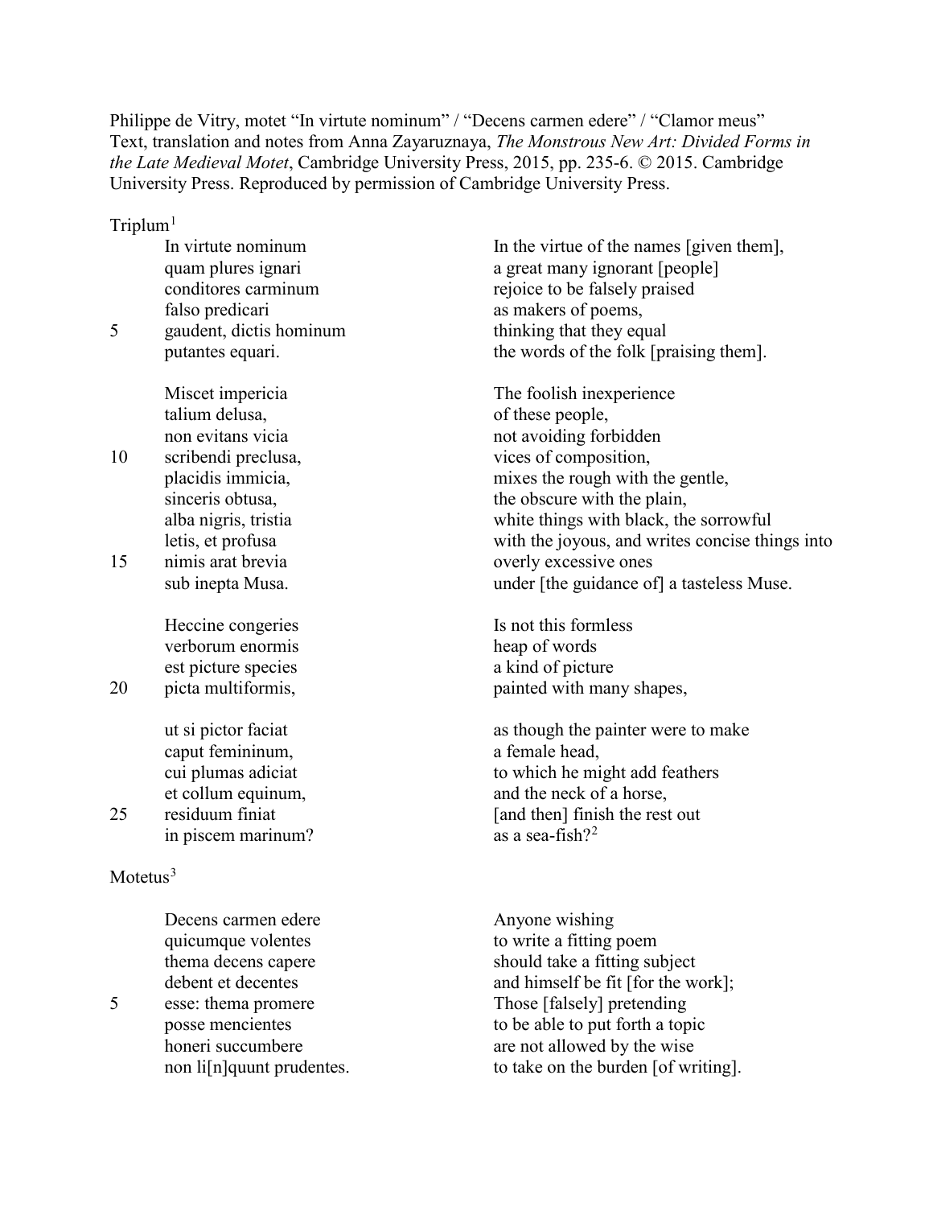Philippe de Vitry, motet "In virtute nominum" / "Decens carmen edere" / "Clamor meus"
Text, translation and notes from Anna Zayaruznaya, *The Monstrous New Art: Divided Forms in the Late Medieval Motet*, Cambridge University Press, 2015, pp. 235-6. © 2015. Cambridge University Press. Reproduced by permission of Cambridge University Press.

Triplum[1]

| | Latin | Translation |
|---|---|---|
| | In virtute nominum | In the virtue of the names [given them], |
| | quam plures ignari | a great many ignorant [people] |
| | conditores carminum | rejoice to be falsely praised |
| | falso predicari | as makers of poems, |
| 5 | gaudent, dictis hominum | thinking that they equal |
| | putantes equari. | the words of the folk [praising them]. |
| | | |
| | Miscet impericia | The foolish inexperience |
| | talium delusa, | of these people, |
| | non evitans vicia | not avoiding forbidden |
| 10 | scribendi preclusa, | vices of composition, |
| | placidis immicia, | mixes the rough with the gentle, |
| | sinceris obtusa, | the obscure with the plain, |
| | alba nigris, tristia | white things with black, the sorrowful |
| | letis, et profusa | with the joyous, and writes concise things into |
| 15 | nimis arat brevia | overly excessive ones |
| | sub inepta Musa. | under [the guidance of] a tasteless Muse. |
| | | |
| | Heccine congeries | Is not this formless |
| | verborum enormis | heap of words |
| | est picture species | a kind of picture |
| 20 | picta multiformis, | painted with many shapes, |
| | | |
| | ut si pictor faciat | as though the painter were to make |
| | caput femininum, | a female head, |
| | cui plumas adiciat | to which he might add feathers |
| | et collum equinum, | and the neck of a horse, |
| 25 | residuum finiat | [and then] finish the rest out |
| | in piscem marinum? | as a sea-fish?[2] |

Motetus[3]

| | Latin | Translation |
|---|---|---|
| | Decens carmen edere | Anyone wishing |
| | quicumque volentes | to write a fitting poem |
| | thema decens capere | should take a fitting subject |
| | debent et decentes | and himself be fit [for the work]; |
| 5 | esse: thema promere | Those [falsely] pretending |
| | posse mencientes | to be able to put forth a topic |
| | honeri succumbere | are not allowed by the wise |
| | non li[n]quunt prudentes. | to take on the burden [of writing]. |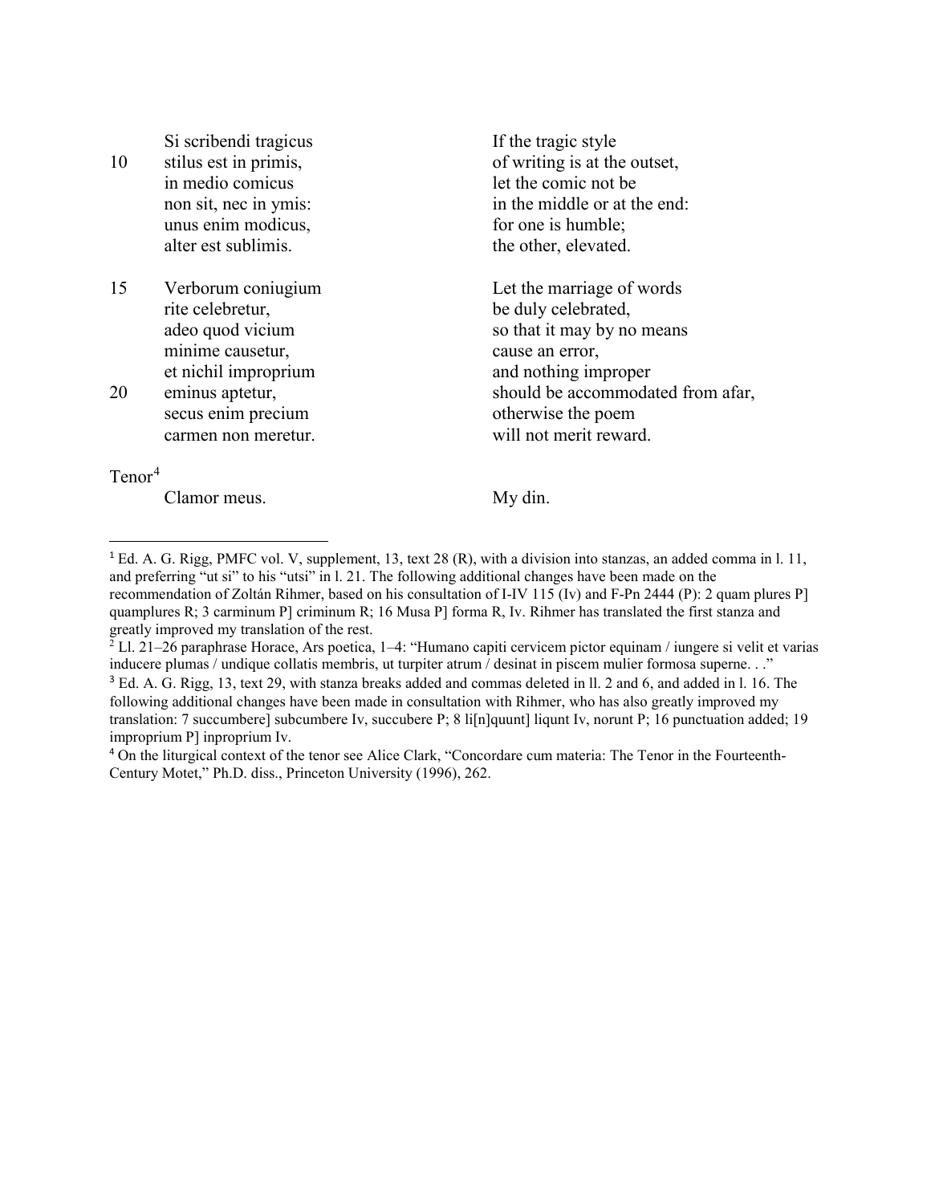| | | |
|---|---|---|
| | Si scribendi tragicus | If the tragic style |
| 10 | stilus est in primis, | of writing is at the outset, |
| | in medio comicus | let the comic not be |
| | non sit, nec in ymis: | in the middle or at the end: |
| | unus enim modicus, | for one is humble; |
| | alter est sublimis. | the other, elevated. |
| | | |
| 15 | Verborum coniugium | Let the marriage of words |
| | rite celebretur, | be duly celebrated, |
| | adeo quod vicium | so that it may by no means |
| | minime causetur, | cause an error, |
| | et nichil improprium | and nothing improper |
| 20 | eminus aptetur, | should be accommodated from afar, |
| | secus enim precium | otherwise the poem |
| | carmen non meretur. | will not merit reward. |

Tenor[4]

| | |
|---|---|
| Clamor meus. | My din. |

---

[1] Ed. A. G. Rigg, PMFC vol. V, supplement, 13, text 28 (R), with a division into stanzas, an added comma in l. 11, and preferring "ut si" to his "utsi" in l. 21. The following additional changes have been made on the recommendation of Zoltán Rihmer, based on his consultation of I-IV 115 (Iv) and F-Pn 2444 (P): 2 quam plures P] quamplures R; 3 carminum P] criminum R; 16 Musa P] forma R, Iv. Rihmer has translated the first stanza and greatly improved my translation of the rest.

[2] Ll. 21–26 paraphrase Horace, Ars poetica, 1–4: "Humano capiti cervicem pictor equinam / iungere si velit et varias inducere plumas / undique collatis membris, ut turpiter atrum / desinat in piscem mulier formosa superne. . ."

[3] Ed. A. G. Rigg, 13, text 29, with stanza breaks added and commas deleted in ll. 2 and 6, and added in l. 16. The following additional changes have been made in consultation with Rihmer, who has also greatly improved my translation: 7 succumbere] subcumbere Iv, succubere P; 8 li[n]quunt] liqunt Iv, norunt P; 16 punctuation added; 19 improprium P] inproprium Iv.

[4] On the liturgical context of the tenor see Alice Clark, "Concordare cum materia: The Tenor in the Fourteenth-Century Motet," Ph.D. diss., Princeton University (1996), 262.